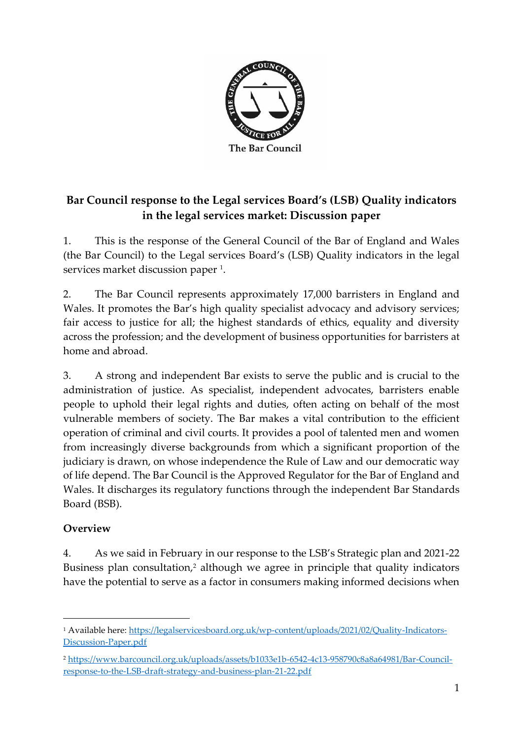The Bar Council

# Bar Council response to the Legal services Board's (LSB) Quality indicators in the legal services market: Discussion paper

1. This is the response of the General Council of the Bar of England and Wales (the Bar Council) to the Legal services Board's (LSB) Quality indicators in the legal services market discussion paper [1].

2. The Bar Council represents approximately 17,000 barristers in England and Wales. It promotes the Bar's high quality specialist advocacy and advisory services; fair access to justice for all; the highest standards of ethics, equality and diversity across the profession; and the development of business opportunities for barristers at home and abroad.

3. A strong and independent Bar exists to serve the public and is crucial to the administration of justice. As specialist, independent advocates, barristers enable people to uphold their legal rights and duties, often acting on behalf of the most vulnerable members of society. The Bar makes a vital contribution to the efficient operation of criminal and civil courts. It provides a pool of talented men and women from increasingly diverse backgrounds from which a significant proportion of the judiciary is drawn, on whose independence the Rule of Law and our democratic way of life depend. The Bar Council is the Approved Regulator for the Bar of England and Wales. It discharges its regulatory functions through the independent Bar Standards Board (BSB).

## Overview

4. As we said in February in our response to the LSB's Strategic plan and 2021-22 Business plan consultation,[2] although we agree in principle that quality indicators have the potential to serve as a factor in consumers making informed decisions when

---

[1] Available here: https://legalservicesboard.org.uk/wp-content/uploads/2021/02/Quality-Indicators-Discussion-Paper.pdf

[2] https://www.barcouncil.org.uk/uploads/assets/b1033e1b-6542-4c13-958790c8a8a64981/Bar-Council-response-to-the-LSB-draft-strategy-and-business-plan-21-22.pdf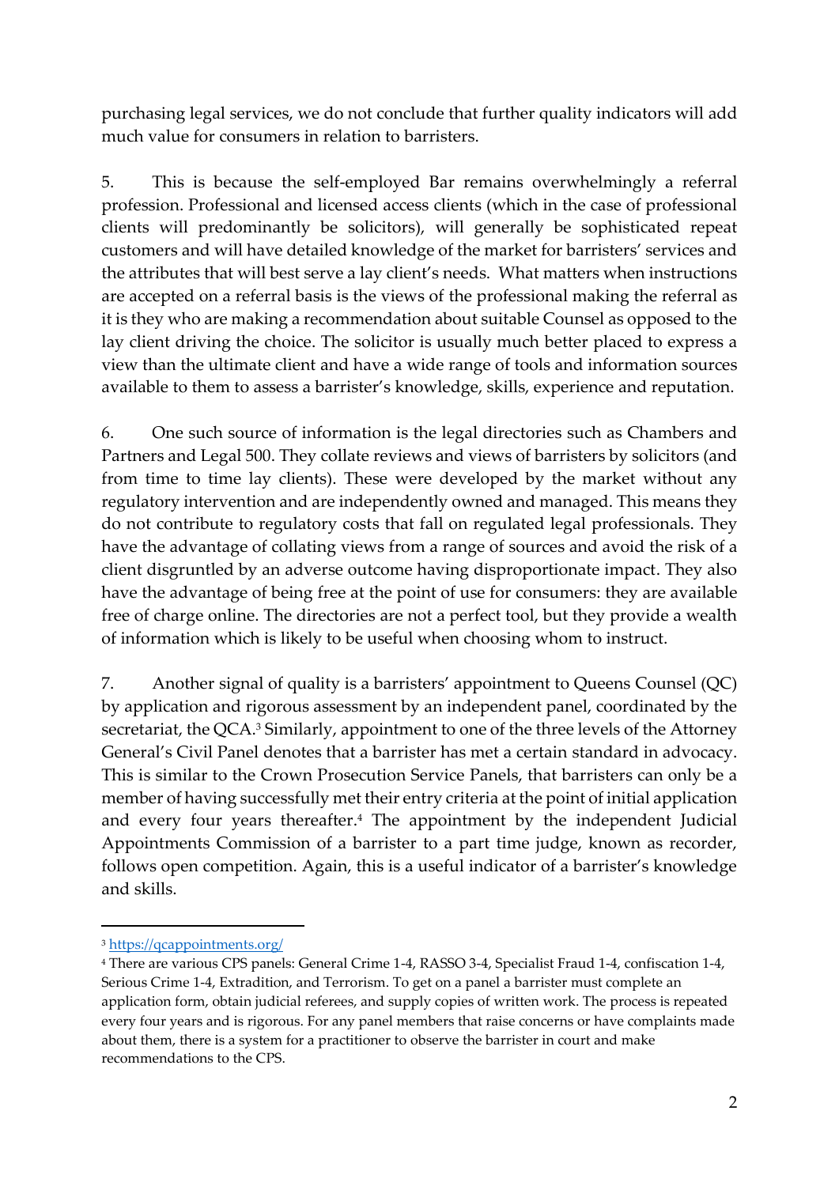purchasing legal services, we do not conclude that further quality indicators will add much value for consumers in relation to barristers.

5. This is because the self-employed Bar remains overwhelmingly a referral profession. Professional and licensed access clients (which in the case of professional clients will predominantly be solicitors), will generally be sophisticated repeat customers and will have detailed knowledge of the market for barristers' services and the attributes that will best serve a lay client's needs. What matters when instructions are accepted on a referral basis is the views of the professional making the referral as it is they who are making a recommendation about suitable Counsel as opposed to the lay client driving the choice. The solicitor is usually much better placed to express a view than the ultimate client and have a wide range of tools and information sources available to them to assess a barrister's knowledge, skills, experience and reputation.

6. One such source of information is the legal directories such as Chambers and Partners and Legal 500. They collate reviews and views of barristers by solicitors (and from time to time lay clients). These were developed by the market without any regulatory intervention and are independently owned and managed. This means they do not contribute to regulatory costs that fall on regulated legal professionals. They have the advantage of collating views from a range of sources and avoid the risk of a client disgruntled by an adverse outcome having disproportionate impact. They also have the advantage of being free at the point of use for consumers: they are available free of charge online. The directories are not a perfect tool, but they provide a wealth of information which is likely to be useful when choosing whom to instruct.

7. Another signal of quality is a barristers' appointment to Queens Counsel (QC) by application and rigorous assessment by an independent panel, coordinated by the secretariat, the QCA.[3] Similarly, appointment to one of the three levels of the Attorney General's Civil Panel denotes that a barrister has met a certain standard in advocacy. This is similar to the Crown Prosecution Service Panels, that barristers can only be a member of having successfully met their entry criteria at the point of initial application and every four years thereafter.[4] The appointment by the independent Judicial Appointments Commission of a barrister to a part time judge, known as recorder, follows open competition. Again, this is a useful indicator of a barrister's knowledge and skills.

---

[3] https://qcappointments.org/

[4] There are various CPS panels: General Crime 1-4, RASSO 3-4, Specialist Fraud 1-4, confiscation 1-4, Serious Crime 1-4, Extradition, and Terrorism. To get on a panel a barrister must complete an application form, obtain judicial referees, and supply copies of written work. The process is repeated every four years and is rigorous. For any panel members that raise concerns or have complaints made about them, there is a system for a practitioner to observe the barrister in court and make recommendations to the CPS.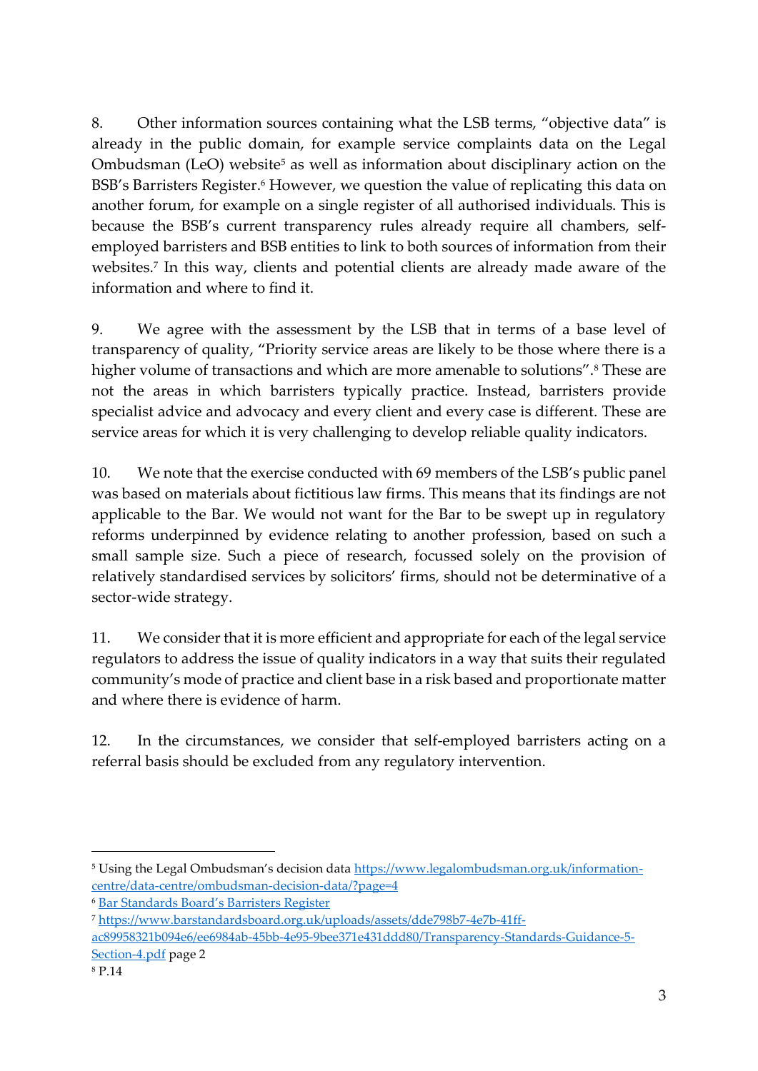8. Other information sources containing what the LSB terms, "objective data" is already in the public domain, for example service complaints data on the Legal Ombudsman (LeO) website[5] as well as information about disciplinary action on the BSB's Barristers Register.[6] However, we question the value of replicating this data on another forum, for example on a single register of all authorised individuals. This is because the BSB's current transparency rules already require all chambers, self-employed barristers and BSB entities to link to both sources of information from their websites.[7] In this way, clients and potential clients are already made aware of the information and where to find it.

9. We agree with the assessment by the LSB that in terms of a base level of transparency of quality, "Priority service areas are likely to be those where there is a higher volume of transactions and which are more amenable to solutions".[8] These are not the areas in which barristers typically practice. Instead, barristers provide specialist advice and advocacy and every client and every case is different. These are service areas for which it is very challenging to develop reliable quality indicators.

10. We note that the exercise conducted with 69 members of the LSB's public panel was based on materials about fictitious law firms. This means that its findings are not applicable to the Bar. We would not want for the Bar to be swept up in regulatory reforms underpinned by evidence relating to another profession, based on such a small sample size. Such a piece of research, focussed solely on the provision of relatively standardised services by solicitors' firms, should not be determinative of a sector-wide strategy.

11. We consider that it is more efficient and appropriate for each of the legal service regulators to address the issue of quality indicators in a way that suits their regulated community's mode of practice and client base in a risk based and proportionate matter and where there is evidence of harm.

12. In the circumstances, we consider that self-employed barristers acting on a referral basis should be excluded from any regulatory intervention.

---

[5] Using the Legal Ombudsman's decision data https://www.legalombudsman.org.uk/information-centre/data-centre/ombudsman-decision-data/?page=4

[6] Bar Standards Board's Barristers Register

[7] https://www.barstandardsboard.org.uk/uploads/assets/dde798b7-4e7b-41ff-ac89958321b094e6/ee6984ab-45bb-4e95-9bee371e431ddd80/Transparency-Standards-Guidance-5-Section-4.pdf page 2

[8] P.14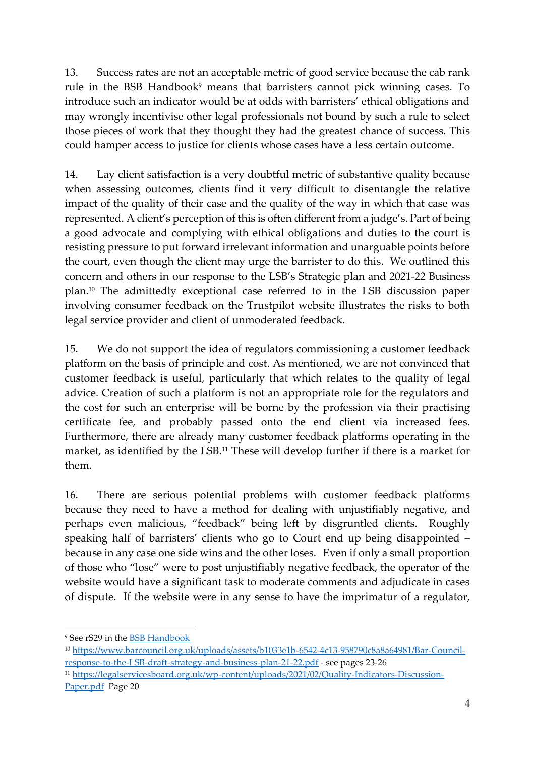13. Success rates are not an acceptable metric of good service because the cab rank rule in the BSB Handbook[9] means that barristers cannot pick winning cases. To introduce such an indicator would be at odds with barristers' ethical obligations and may wrongly incentivise other legal professionals not bound by such a rule to select those pieces of work that they thought they had the greatest chance of success. This could hamper access to justice for clients whose cases have a less certain outcome.

14. Lay client satisfaction is a very doubtful metric of substantive quality because when assessing outcomes, clients find it very difficult to disentangle the relative impact of the quality of their case and the quality of the way in which that case was represented. A client's perception of this is often different from a judge's. Part of being a good advocate and complying with ethical obligations and duties to the court is resisting pressure to put forward irrelevant information and unarguable points before the court, even though the client may urge the barrister to do this. We outlined this concern and others in our response to the LSB's Strategic plan and 2021-22 Business plan.[10] The admittedly exceptional case referred to in the LSB discussion paper involving consumer feedback on the Trustpilot website illustrates the risks to both legal service provider and client of unmoderated feedback.

15. We do not support the idea of regulators commissioning a customer feedback platform on the basis of principle and cost. As mentioned, we are not convinced that customer feedback is useful, particularly that which relates to the quality of legal advice. Creation of such a platform is not an appropriate role for the regulators and the cost for such an enterprise will be borne by the profession via their practising certificate fee, and probably passed onto the end client via increased fees. Furthermore, there are already many customer feedback platforms operating in the market, as identified by the LSB.[11] These will develop further if there is a market for them.

16. There are serious potential problems with customer feedback platforms because they need to have a method for dealing with unjustifiably negative, and perhaps even malicious, "feedback" being left by disgruntled clients. Roughly speaking half of barristers' clients who go to Court end up being disappointed – because in any case one side wins and the other loses. Even if only a small proportion of those who "lose" were to post unjustifiably negative feedback, the operator of the website would have a significant task to moderate comments and adjudicate in cases of dispute. If the website were in any sense to have the imprimatur of a regulator,

---

[9] See rS29 in the BSB Handbook

[10] https://www.barcouncil.org.uk/uploads/assets/b1033e1b-6542-4c13-958790c8a8a64981/Bar-Council-response-to-the-LSB-draft-strategy-and-business-plan-21-22.pdf - see pages 23-26

[11] https://legalservicesboard.org.uk/wp-content/uploads/2021/02/Quality-Indicators-Discussion-Paper.pdf Page 20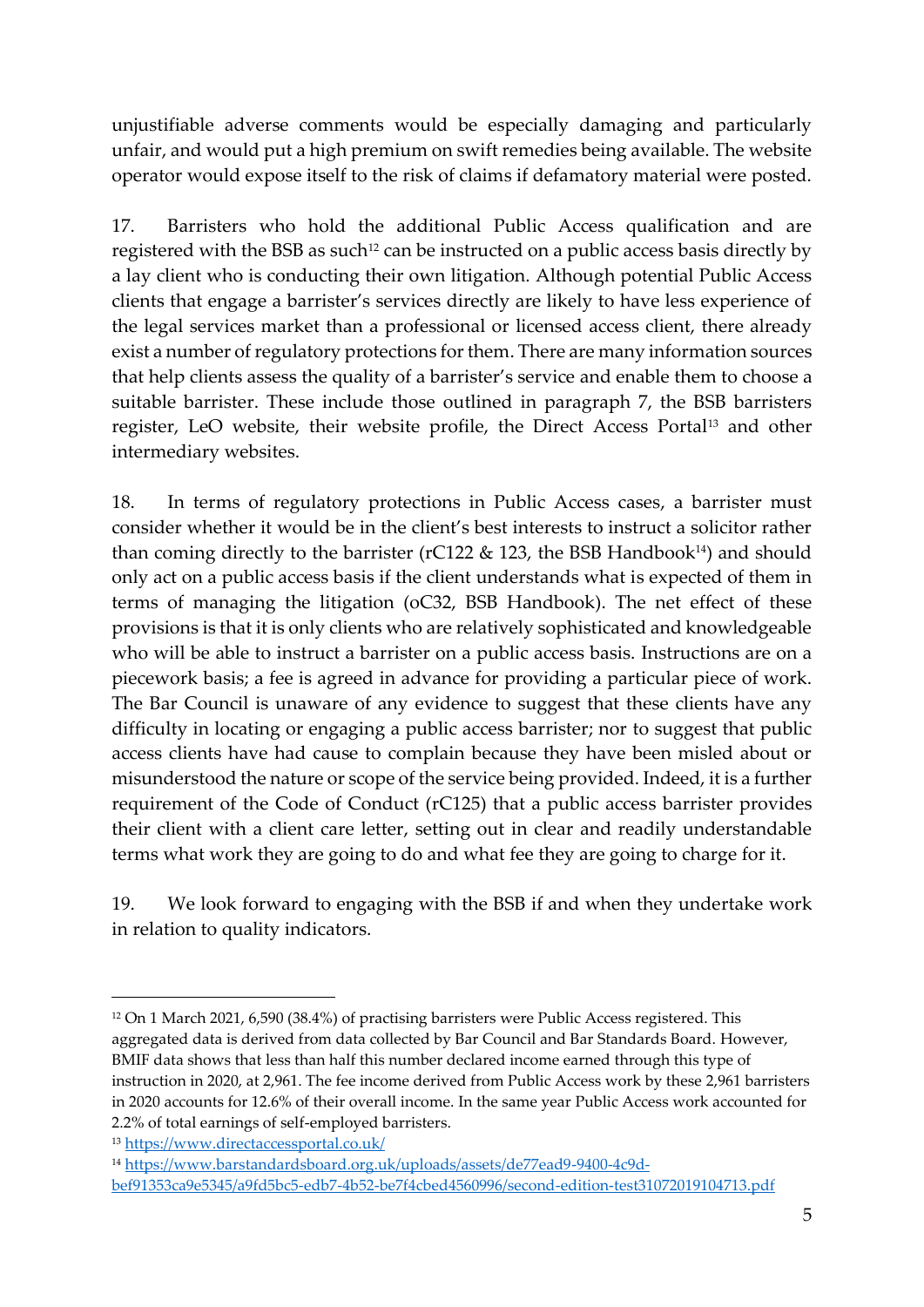unjustifiable adverse comments would be especially damaging and particularly unfair, and would put a high premium on swift remedies being available. The website operator would expose itself to the risk of claims if defamatory material were posted.

17. Barristers who hold the additional Public Access qualification and are registered with the BSB as such[12] can be instructed on a public access basis directly by a lay client who is conducting their own litigation. Although potential Public Access clients that engage a barrister's services directly are likely to have less experience of the legal services market than a professional or licensed access client, there already exist a number of regulatory protections for them. There are many information sources that help clients assess the quality of a barrister's service and enable them to choose a suitable barrister. These include those outlined in paragraph 7, the BSB barristers register, LeO website, their website profile, the Direct Access Portal[13] and other intermediary websites.

18. In terms of regulatory protections in Public Access cases, a barrister must consider whether it would be in the client's best interests to instruct a solicitor rather than coming directly to the barrister (rC122 & 123, the BSB Handbook[14]) and should only act on a public access basis if the client understands what is expected of them in terms of managing the litigation (oC32, BSB Handbook). The net effect of these provisions is that it is only clients who are relatively sophisticated and knowledgeable who will be able to instruct a barrister on a public access basis. Instructions are on a piecework basis; a fee is agreed in advance for providing a particular piece of work. The Bar Council is unaware of any evidence to suggest that these clients have any difficulty in locating or engaging a public access barrister; nor to suggest that public access clients have had cause to complain because they have been misled about or misunderstood the nature or scope of the service being provided. Indeed, it is a further requirement of the Code of Conduct (rC125) that a public access barrister provides their client with a client care letter, setting out in clear and readily understandable terms what work they are going to do and what fee they are going to charge for it.

19. We look forward to engaging with the BSB if and when they undertake work in relation to quality indicators.

---

[12] On 1 March 2021, 6,590 (38.4%) of practising barristers were Public Access registered. This aggregated data is derived from data collected by Bar Council and Bar Standards Board. However, BMIF data shows that less than half this number declared income earned through this type of instruction in 2020, at 2,961. The fee income derived from Public Access work by these 2,961 barristers in 2020 accounts for 12.6% of their overall income. In the same year Public Access work accounted for 2.2% of total earnings of self-employed barristers.

[13] https://www.directaccessportal.co.uk/

[14] https://www.barstandardsboard.org.uk/uploads/assets/de77ead9-9400-4c9d-bef91353ca9e5345/a9fd5bc5-edb7-4b52-be7f4cbed4560996/second-edition-test31072019104713.pdf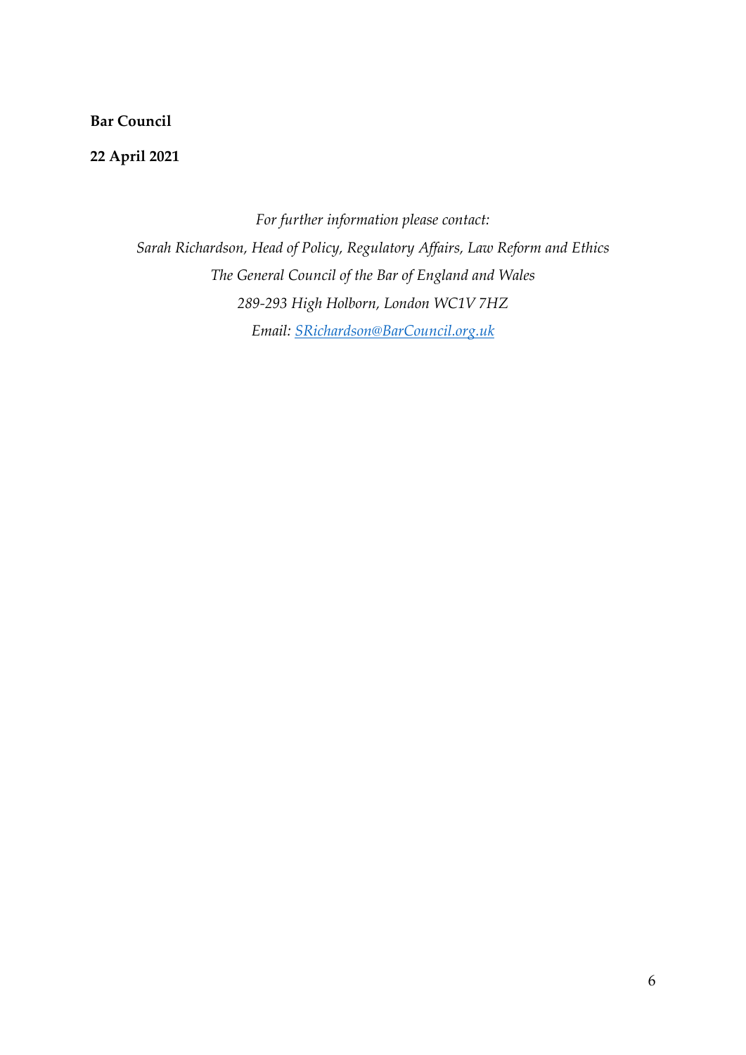**Bar Council**

**22 April 2021**

*For further information please contact:*
*Sarah Richardson, Head of Policy, Regulatory Affairs, Law Reform and Ethics*
*The General Council of the Bar of England and Wales*
*289-293 High Holborn, London WC1V 7HZ*
*Email: [SRichardson@BarCouncil.org.uk](mailto:SRichardson@BarCouncil.org.uk)*